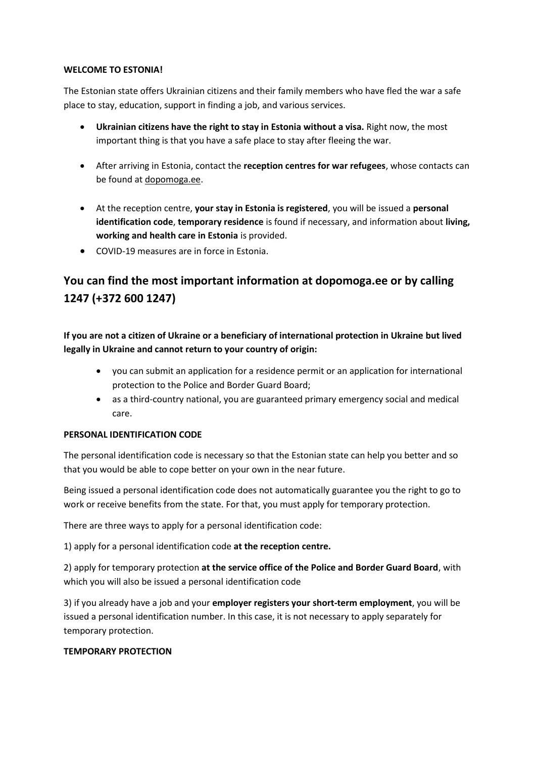**WELCOME TO ESTONIA!**

The Estonian state offers Ukrainian citizens and their family members who have fled the war a safe place to stay, education, support in finding a job, and various services.

- **Ukrainian citizens have the right to stay in Estonia without a visa.** Right now, the most important thing is that you have a safe place to stay after fleeing the war.
- After arriving in Estonia, contact the **reception centres for war refugees**, whose contacts can be found at dopomoga.ee.
- At the reception centre, **your stay in Estonia is registered**, you will be issued a **personal identification code**, **temporary residence** is found if necessary, and information about **living, working and health care in Estonia** is provided.
- COVID-19 measures are in force in Estonia.

## You can find the most important information at dopomoga.ee or by calling 1247 (+372 600 1247)

**If you are not a citizen of Ukraine or a beneficiary of international protection in Ukraine but lived legally in Ukraine and cannot return to your country of origin:**

- you can submit an application for a residence permit or an application for international protection to the Police and Border Guard Board;
- as a third-country national, you are guaranteed primary emergency social and medical care.

**PERSONAL IDENTIFICATION CODE**

The personal identification code is necessary so that the Estonian state can help you better and so that you would be able to cope better on your own in the near future.

Being issued a personal identification code does not automatically guarantee you the right to go to work or receive benefits from the state. For that, you must apply for temporary protection.

There are three ways to apply for a personal identification code:

1) apply for a personal identification code **at the reception centre.**

2) apply for temporary protection **at the service office of the Police and Border Guard Board**, with which you will also be issued a personal identification code

3) if you already have a job and your **employer registers your short-term employment**, you will be issued a personal identification number. In this case, it is not necessary to apply separately for temporary protection.

**TEMPORARY PROTECTION**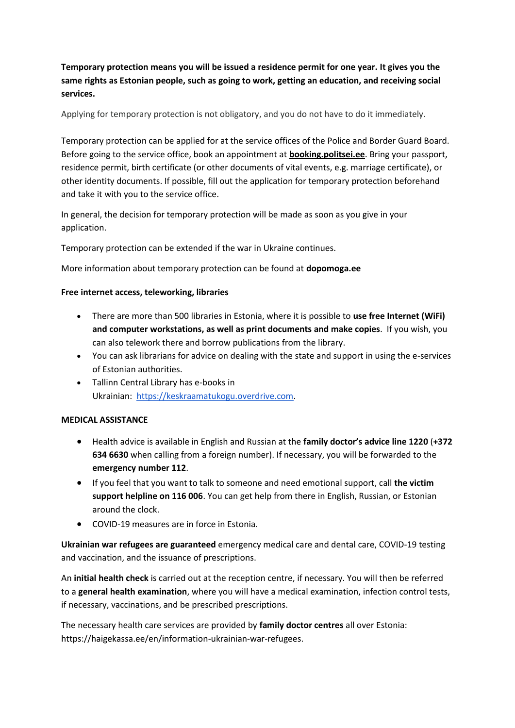**Temporary protection means you will be issued a residence permit for one year. It gives you the same rights as Estonian people, such as going to work, getting an education, and receiving social services.**

Applying for temporary protection is not obligatory, and you do not have to do it immediately.

Temporary protection can be applied for at the service offices of the Police and Border Guard Board. Before going to the service office, book an appointment at **booking.politsei.ee**. Bring your passport, residence permit, birth certificate (or other documents of vital events, e.g. marriage certificate), or other identity documents. If possible, fill out the application for temporary protection beforehand and take it with you to the service office.

In general, the decision for temporary protection will be made as soon as you give in your application.

Temporary protection can be extended if the war in Ukraine continues.

More information about temporary protection can be found at **dopomoga.ee**

**Free internet access, teleworking, libraries**

- There are more than 500 libraries in Estonia, where it is possible to **use free Internet (WiFi) and computer workstations, as well as print documents and make copies**. If you wish, you can also telework there and borrow publications from the library.
- You can ask librarians for advice on dealing with the state and support in using the e-services of Estonian authorities.
- Tallinn Central Library has e-books in Ukrainian: https://keskraamatukogu.overdrive.com.

**MEDICAL ASSISTANCE**

- Health advice is available in English and Russian at the **family doctor's advice line 1220** (**+372 634 6630** when calling from a foreign number). If necessary, you will be forwarded to the **emergency number 112**.
- If you feel that you want to talk to someone and need emotional support, call **the victim support helpline on 116 006**. You can get help from there in English, Russian, or Estonian around the clock.
- COVID-19 measures are in force in Estonia.

**Ukrainian war refugees are guaranteed** emergency medical care and dental care, COVID-19 testing and vaccination, and the issuance of prescriptions.

An **initial health check** is carried out at the reception centre, if necessary. You will then be referred to a **general health examination**, where you will have a medical examination, infection control tests, if necessary, vaccinations, and be prescribed prescriptions.

The necessary health care services are provided by **family doctor centres** all over Estonia: https://haigekassa.ee/en/information-ukrainian-war-refugees.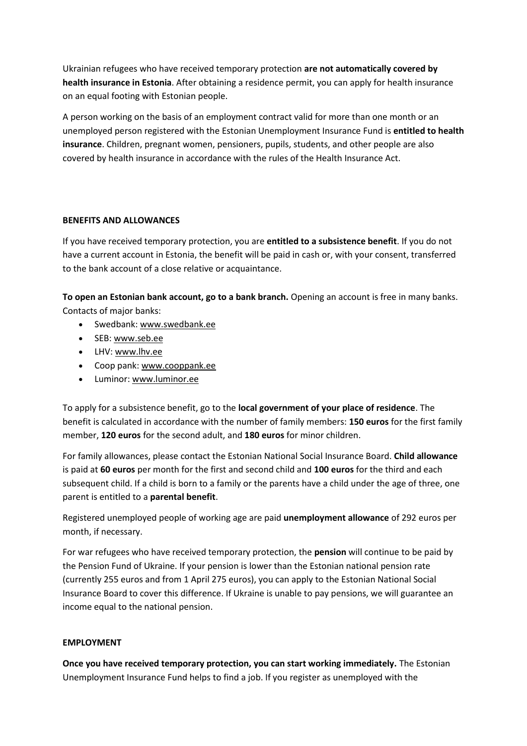Ukrainian refugees who have received temporary protection **are not automatically covered by health insurance in Estonia**. After obtaining a residence permit, you can apply for health insurance on an equal footing with Estonian people.

A person working on the basis of an employment contract valid for more than one month or an unemployed person registered with the Estonian Unemployment Insurance Fund is **entitled to health insurance**. Children, pregnant women, pensioners, pupils, students, and other people are also covered by health insurance in accordance with the rules of the Health Insurance Act.

## BENEFITS AND ALLOWANCES

If you have received temporary protection, you are **entitled to a subsistence benefit**. If you do not have a current account in Estonia, the benefit will be paid in cash or, with your consent, transferred to the bank account of a close relative or acquaintance.

**To open an Estonian bank account, go to a bank branch.** Opening an account is free in many banks. Contacts of major banks:

- Swedbank: www.swedbank.ee
- SEB: www.seb.ee
- LHV: www.lhv.ee
- Coop pank: www.cooppank.ee
- Luminor: www.luminor.ee

To apply for a subsistence benefit, go to the **local government of your place of residence**. The benefit is calculated in accordance with the number of family members: **150 euros** for the first family member, **120 euros** for the second adult, and **180 euros** for minor children.

For family allowances, please contact the Estonian National Social Insurance Board. **Child allowance** is paid at **60 euros** per month for the first and second child and **100 euros** for the third and each subsequent child. If a child is born to a family or the parents have a child under the age of three, one parent is entitled to a **parental benefit**.

Registered unemployed people of working age are paid **unemployment allowance** of 292 euros per month, if necessary.

For war refugees who have received temporary protection, the **pension** will continue to be paid by the Pension Fund of Ukraine. If your pension is lower than the Estonian national pension rate (currently 255 euros and from 1 April 275 euros), you can apply to the Estonian National Social Insurance Board to cover this difference. If Ukraine is unable to pay pensions, we will guarantee an income equal to the national pension.

## EMPLOYMENT

**Once you have received temporary protection, you can start working immediately.** The Estonian Unemployment Insurance Fund helps to find a job. If you register as unemployed with the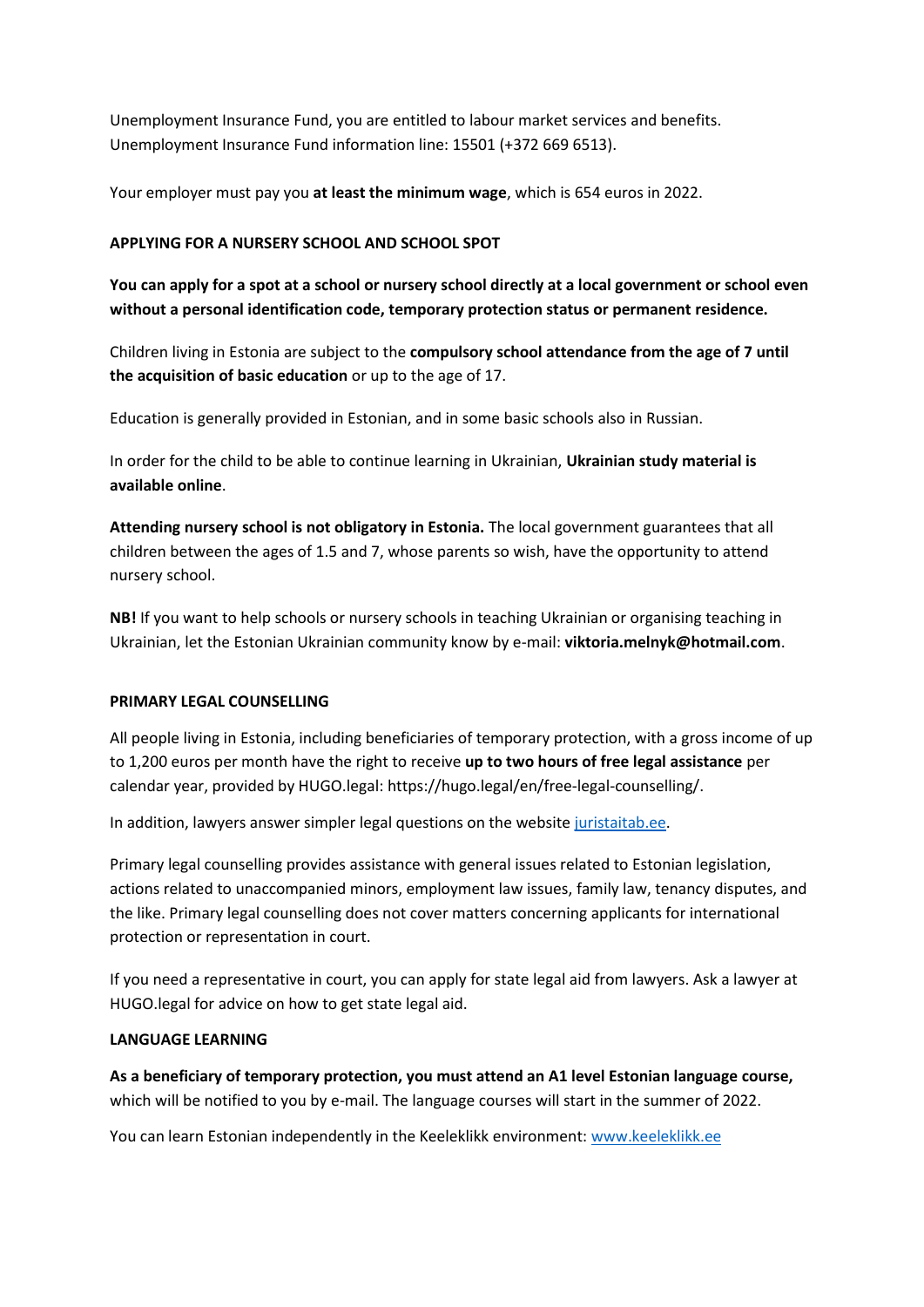Unemployment Insurance Fund, you are entitled to labour market services and benefits. Unemployment Insurance Fund information line: 15501 (+372 669 6513).

Your employer must pay you **at least the minimum wage**, which is 654 euros in 2022.

**APPLYING FOR A NURSERY SCHOOL AND SCHOOL SPOT**

**You can apply for a spot at a school or nursery school directly at a local government or school even without a personal identification code, temporary protection status or permanent residence.**

Children living in Estonia are subject to the **compulsory school attendance from the age of 7 until the acquisition of basic education** or up to the age of 17.

Education is generally provided in Estonian, and in some basic schools also in Russian.

In order for the child to be able to continue learning in Ukrainian, **Ukrainian study material is available online**.

**Attending nursery school is not obligatory in Estonia.** The local government guarantees that all children between the ages of 1.5 and 7, whose parents so wish, have the opportunity to attend nursery school.

**NB!** If you want to help schools or nursery schools in teaching Ukrainian or organising teaching in Ukrainian, let the Estonian Ukrainian community know by e-mail: **viktoria.melnyk@hotmail.com**.

**PRIMARY LEGAL COUNSELLING**

All people living in Estonia, including beneficiaries of temporary protection, with a gross income of up to 1,200 euros per month have the right to receive **up to two hours of free legal assistance** per calendar year, provided by HUGO.legal: https://hugo.legal/en/free-legal-counselling/.

In addition, lawyers answer simpler legal questions on the website [juristaitab.ee](juristaitab.ee).

Primary legal counselling provides assistance with general issues related to Estonian legislation, actions related to unaccompanied minors, employment law issues, family law, tenancy disputes, and the like. Primary legal counselling does not cover matters concerning applicants for international protection or representation in court.

If you need a representative in court, you can apply for state legal aid from lawyers. Ask a lawyer at HUGO.legal for advice on how to get state legal aid.

**LANGUAGE LEARNING**

**As a beneficiary of temporary protection, you must attend an A1 level Estonian language course,** which will be notified to you by e-mail. The language courses will start in the summer of 2022.

You can learn Estonian independently in the Keeleklikk environment: [www.keeleklikk.ee](www.keeleklikk.ee)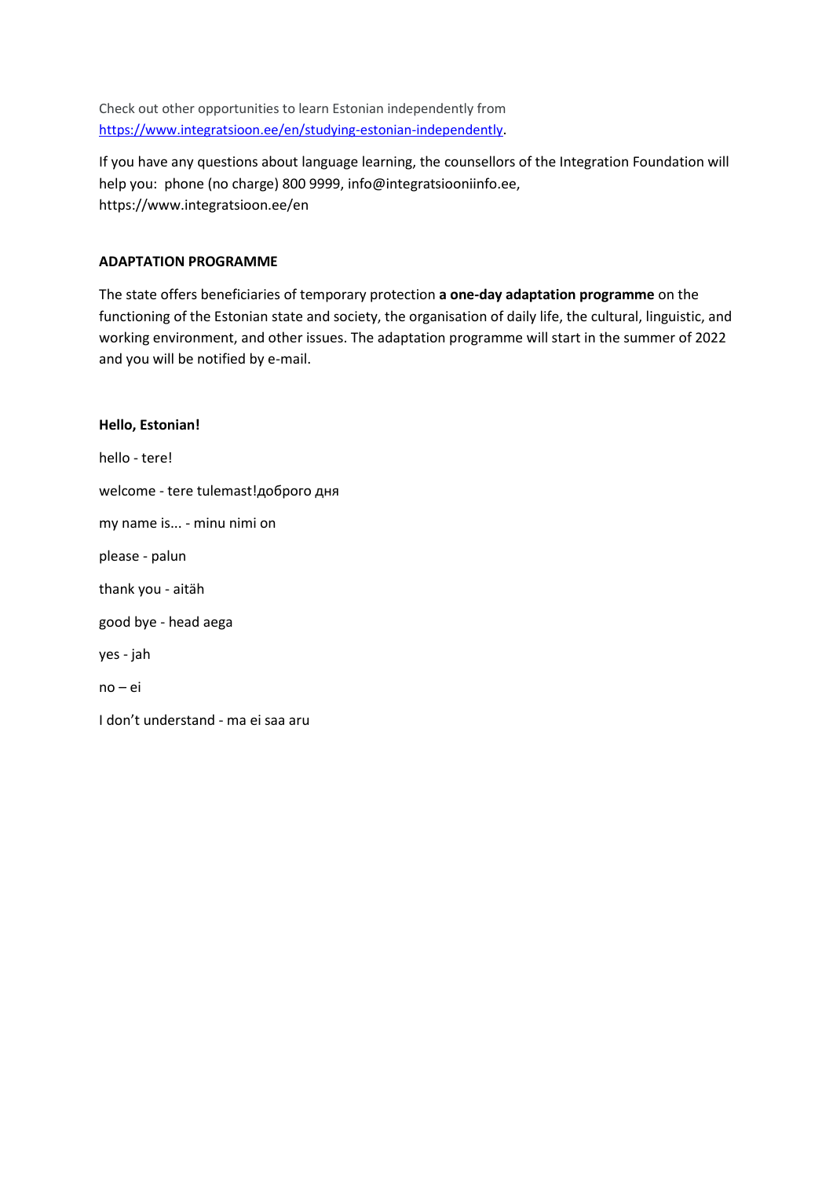Check out other opportunities to learn Estonian independently from [https://www.integratsioon.ee/en/studying-estonian-independently](https://www.integratsioon.ee/en/studying-estonian-independently).

If you have any questions about language learning, the counsellors of the Integration Foundation will help you: phone (no charge) 800 9999, info@integratsiooniinfo.ee, https://www.integratsioon.ee/en

**ADAPTATION PROGRAMME**

The state offers beneficiaries of temporary protection **a one-day adaptation programme** on the functioning of the Estonian state and society, the organisation of daily life, the cultural, linguistic, and working environment, and other issues. The adaptation programme will start in the summer of 2022 and you will be notified by e-mail.

**Hello, Estonian!**

hello - tere!

welcome - tere tulemast!доброго дня

my name is... - minu nimi on

please - palun

thank you - aitäh

good bye - head aega

yes - jah

no – ei

I don't understand - ma ei saa aru